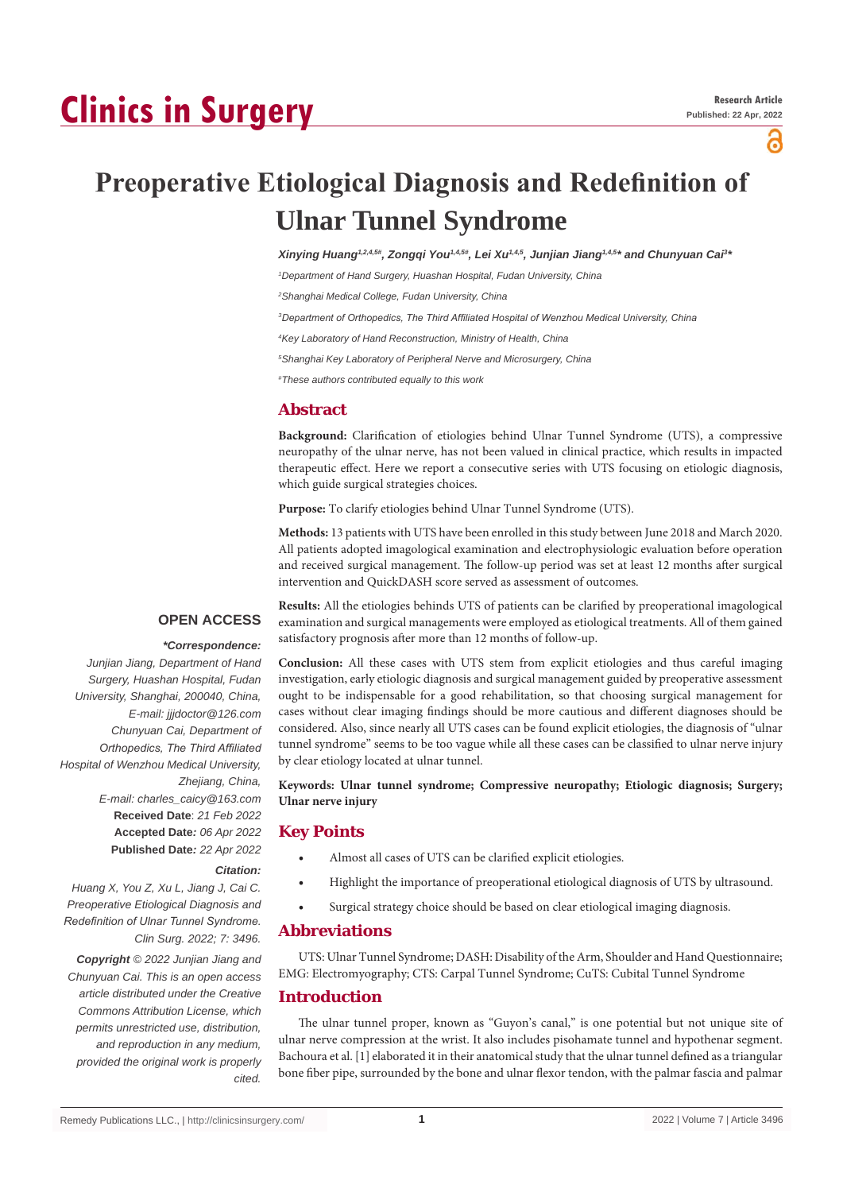Research Article

Published: 22 Apr, 2022

# Preoperative Etiological Diagnosis and Redefinition of Ulnar Tunnel Syndrome

*Xinying Huang[1,2,4,5#], Zongqi You[1,4,5#], Lei Xu[1,4,5], Junjian Jiang[1,4,5]* and Chunyuan Cai[3]**

[1]Department of Hand Surgery, Huashan Hospital, Fudan University, China

[2]Shanghai Medical College, Fudan University, China

[3]Department of Orthopedics, The Third Affiliated Hospital of Wenzhou Medical University, China

[4]Key Laboratory of Hand Reconstruction, Ministry of Health, China

[5]Shanghai Key Laboratory of Peripheral Nerve and Microsurgery, China

[#]These authors contributed equally to this work

## Abstract

**Background:** Clarification of etiologies behind Ulnar Tunnel Syndrome (UTS), a compressive neuropathy of the ulnar nerve, has not been valued in clinical practice, which results in impacted therapeutic effect. Here we report a consecutive series with UTS focusing on etiologic diagnosis, which guide surgical strategies choices.

**Purpose:** To clarify etiologies behind Ulnar Tunnel Syndrome (UTS).

**Methods:** 13 patients with UTS have been enrolled in this study between June 2018 and March 2020. All patients adopted imagological examination and electrophysiologic evaluation before operation and received surgical management. The follow-up period was set at least 12 months after surgical intervention and QuickDASH score served as assessment of outcomes.

**Results:** All the etiologies behinds UTS of patients can be clarified by preoperational imagological examination and surgical managements were employed as etiological treatments. All of them gained satisfactory prognosis after more than 12 months of follow-up.

**Conclusion:** All these cases with UTS stem from explicit etiologies and thus careful imaging investigation, early etiologic diagnosis and surgical management guided by preoperative assessment ought to be indispensable for a good rehabilitation, so that choosing surgical management for cases without clear imaging findings should be more cautious and different diagnoses should be considered. Also, since nearly all UTS cases can be found explicit etiologies, the diagnosis of "ulnar tunnel syndrome" seems to be too vague while all these cases can be classified to ulnar nerve injury by clear etiology located at ulnar tunnel.

**Keywords: Ulnar tunnel syndrome; Compressive neuropathy; Etiologic diagnosis; Surgery; Ulnar nerve injury**

**OPEN ACCESS**

***\*Correspondence:***

*Junjian Jiang, Department of Hand Surgery, Huashan Hospital, Fudan University, Shanghai, 200040, China, E-mail: jjjdoctor@126.com*

*Chunyuan Cai, Department of Orthopedics, The Third Affiliated Hospital of Wenzhou Medical University, Zhejiang, China, E-mail: charles_caicy@163.com*

**Received Date**: *21 Feb 2022*

**Accepted Date**: *06 Apr 2022*

**Published Date**: *22 Apr 2022*

***Citation:***

*Huang X, You Z, Xu L, Jiang J, Cai C. Preoperative Etiological Diagnosis and Redefinition of Ulnar Tunnel Syndrome. Clin Surg. 2022; 7: 3496.*

***Copyright** © 2022 Junjian Jiang and Chunyuan Cai. This is an open access article distributed under the Creative Commons Attribution License, which permits unrestricted use, distribution, and reproduction in any medium, provided the original work is properly cited.*

## Key Points

- Almost all cases of UTS can be clarified explicit etiologies.
- Highlight the importance of preoperational etiological diagnosis of UTS by ultrasound.
- Surgical strategy choice should be based on clear etiological imaging diagnosis.

## Abbreviations

UTS: Ulnar Tunnel Syndrome; DASH: Disability of the Arm, Shoulder and Hand Questionnaire; EMG: Electromyography; CTS: Carpal Tunnel Syndrome; CuTS: Cubital Tunnel Syndrome

## Introduction

The ulnar tunnel proper, known as "Guyon's canal," is one potential but not unique site of ulnar nerve compression at the wrist. It also includes pisohamate tunnel and hypothenar segment. Bachoura et al. [1] elaborated it in their anatomical study that the ulnar tunnel defined as a triangular bone fiber pipe, surrounded by the bone and ulnar flexor tendon, with the palmar fascia and palmar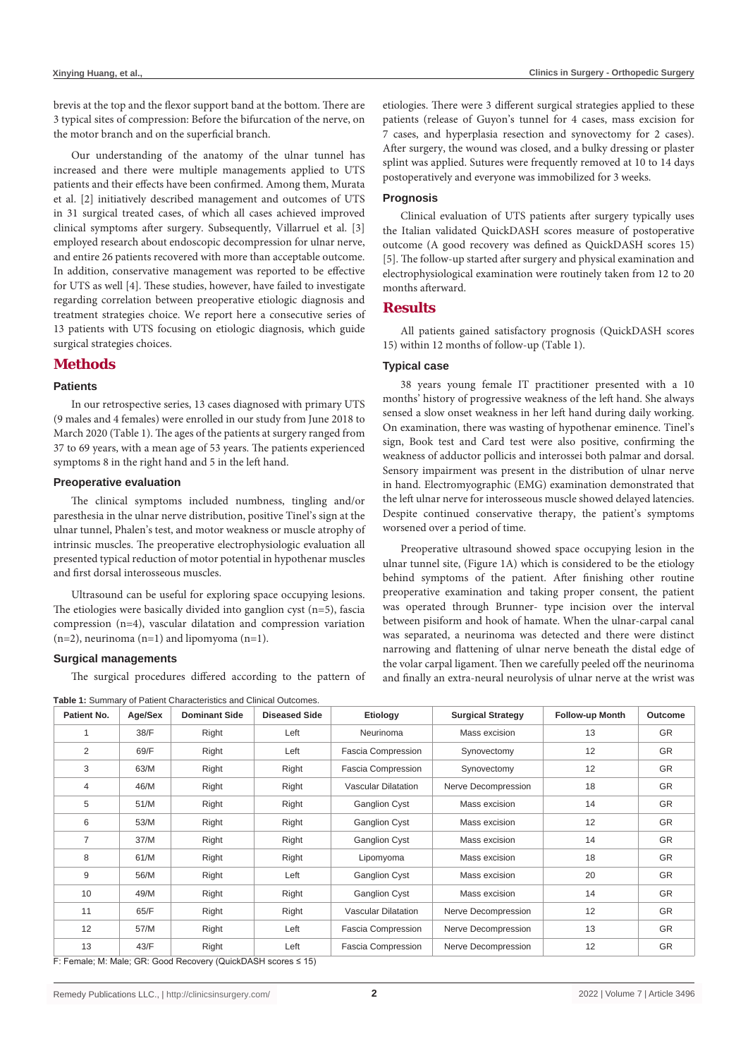brevis at the top and the flexor support band at the bottom. There are 3 typical sites of compression: Before the bifurcation of the nerve, on the motor branch and on the superficial branch.

Our understanding of the anatomy of the ulnar tunnel has increased and there were multiple managements applied to UTS patients and their effects have been confirmed. Among them, Murata et al. [2] initiatively described management and outcomes of UTS in 31 surgical treated cases, of which all cases achieved improved clinical symptoms after surgery. Subsequently, Villarruel et al. [3] employed research about endoscopic decompression for ulnar nerve, and entire 26 patients recovered with more than acceptable outcome. In addition, conservative management was reported to be effective for UTS as well [4]. These studies, however, have failed to investigate regarding correlation between preoperative etiologic diagnosis and treatment strategies choice. We report here a consecutive series of 13 patients with UTS focusing on etiologic diagnosis, which guide surgical strategies choices.

## Methods

### Patients

In our retrospective series, 13 cases diagnosed with primary UTS (9 males and 4 females) were enrolled in our study from June 2018 to March 2020 (Table 1). The ages of the patients at surgery ranged from 37 to 69 years, with a mean age of 53 years. The patients experienced symptoms 8 in the right hand and 5 in the left hand.

### Preoperative evaluation

The clinical symptoms included numbness, tingling and/or paresthesia in the ulnar nerve distribution, positive Tinel's sign at the ulnar tunnel, Phalen's test, and motor weakness or muscle atrophy of intrinsic muscles. The preoperative electrophysiologic evaluation all presented typical reduction of motor potential in hypothenar muscles and first dorsal interosseous muscles.

Ultrasound can be useful for exploring space occupying lesions. The etiologies were basically divided into ganglion cyst (n=5), fascia compression (n=4), vascular dilatation and compression variation (n=2), neurinoma (n=1) and lipomyoma (n=1).

### Surgical managements

The surgical procedures differed according to the pattern of etiologies. There were 3 different surgical strategies applied to these patients (release of Guyon's tunnel for 4 cases, mass excision for 7 cases, and hyperplasia resection and synovectomy for 2 cases). After surgery, the wound was closed, and a bulky dressing or plaster splint was applied. Sutures were frequently removed at 10 to 14 days postoperatively and everyone was immobilized for 3 weeks.

### Prognosis

Clinical evaluation of UTS patients after surgery typically uses the Italian validated QuickDASH scores measure of postoperative outcome (A good recovery was defined as QuickDASH scores 15) [5]. The follow-up started after surgery and physical examination and electrophysiological examination were routinely taken from 12 to 20 months afterward.

## Results

All patients gained satisfactory prognosis (QuickDASH scores 15) within 12 months of follow-up (Table 1).

### Typical case

38 years young female IT practitioner presented with a 10 months' history of progressive weakness of the left hand. She always sensed a slow onset weakness in her left hand during daily working. On examination, there was wasting of hypothenar eminence. Tinel's sign, Book test and Card test were also positive, confirming the weakness of adductor pollicis and interossei both palmar and dorsal. Sensory impairment was present in the distribution of ulnar nerve in hand. Electromyographic (EMG) examination demonstrated that the left ulnar nerve for interosseous muscle showed delayed latencies. Despite continued conservative therapy, the patient's symptoms worsened over a period of time.

Preoperative ultrasound showed space occupying lesion in the ulnar tunnel site, (Figure 1A) which is considered to be the etiology behind symptoms of the patient. After finishing other routine preoperative examination and taking proper consent, the patient was operated through Brunner- type incision over the interval between pisiform and hook of hamate. When the ulnar-carpal canal was separated, a neurinoma was detected and there were distinct narrowing and flattening of ulnar nerve beneath the distal edge of the volar carpal ligament. Then we carefully peeled off the neurinoma and finally an extra-neural neurolysis of ulnar nerve at the wrist was

**Table 1:** Summary of Patient Characteristics and Clinical Outcomes.

| Patient No. | Age/Sex | Dominant Side | Diseased Side | Etiology | Surgical Strategy | Follow-up Month | Outcome |
|---|---|---|---|---|---|---|---|
| 1 | 38/F | Right | Left | Neurinoma | Mass excision | 13 | GR |
| 2 | 69/F | Right | Left | Fascia Compression | Synovectomy | 12 | GR |
| 3 | 63/M | Right | Right | Fascia Compression | Synovectomy | 12 | GR |
| 4 | 46/M | Right | Right | Vascular Dilatation | Nerve Decompression | 18 | GR |
| 5 | 51/M | Right | Right | Ganglion Cyst | Mass excision | 14 | GR |
| 6 | 53/M | Right | Right | Ganglion Cyst | Mass excision | 12 | GR |
| 7 | 37/M | Right | Right | Ganglion Cyst | Mass excision | 14 | GR |
| 8 | 61/M | Right | Right | Lipomyoma | Mass excision | 18 | GR |
| 9 | 56/M | Right | Left | Ganglion Cyst | Mass excision | 20 | GR |
| 10 | 49/M | Right | Right | Ganglion Cyst | Mass excision | 14 | GR |
| 11 | 65/F | Right | Right | Vascular Dilatation | Nerve Decompression | 12 | GR |
| 12 | 57/M | Right | Left | Fascia Compression | Nerve Decompression | 13 | GR |
| 13 | 43/F | Right | Left | Fascia Compression | Nerve Decompression | 12 | GR |

F: Female; M: Male; GR: Good Recovery (QuickDASH scores ≤ 15)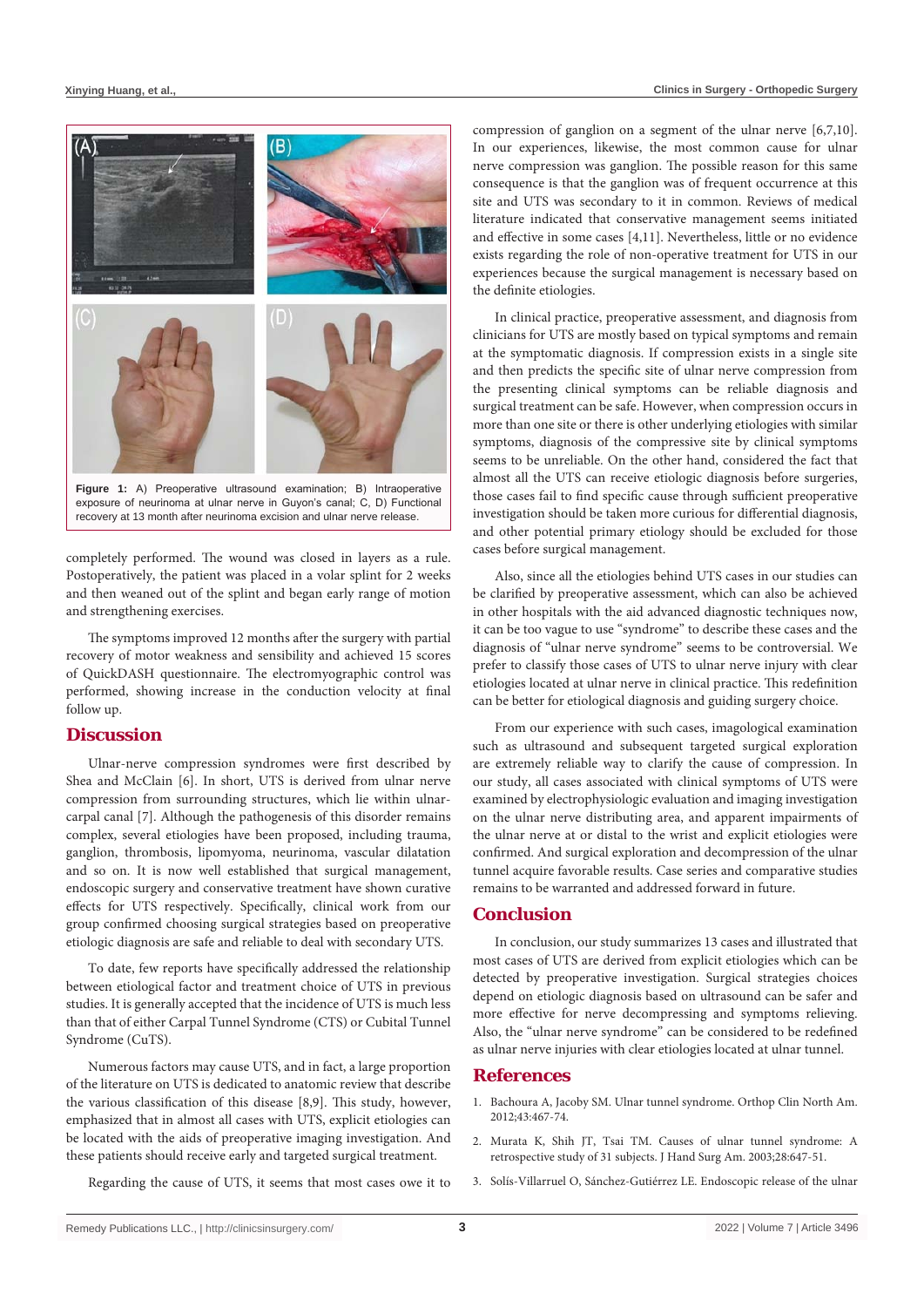**Figure 1:** A) Preoperative ultrasound examination; B) Intraoperative exposure of neurinoma at ulnar nerve in Guyon's canal; C, D) Functional recovery at 13 month after neurinoma excision and ulnar nerve release.

completely performed. The wound was closed in layers as a rule. Postoperatively, the patient was placed in a volar splint for 2 weeks and then weaned out of the splint and began early range of motion and strengthening exercises.

The symptoms improved 12 months after the surgery with partial recovery of motor weakness and sensibility and achieved 15 scores of QuickDASH questionnaire. The electromyographic control was performed, showing increase in the conduction velocity at final follow up.

## Discussion

Ulnar-nerve compression syndromes were first described by Shea and McClain [6]. In short, UTS is derived from ulnar nerve compression from surrounding structures, which lie within ulnar-carpal canal [7]. Although the pathogenesis of this disorder remains complex, several etiologies have been proposed, including trauma, ganglion, thrombosis, lipomyoma, neurinoma, vascular dilatation and so on. It is now well established that surgical management, endoscopic surgery and conservative treatment have shown curative effects for UTS respectively. Specifically, clinical work from our group confirmed choosing surgical strategies based on preoperative etiologic diagnosis are safe and reliable to deal with secondary UTS.

To date, few reports have specifically addressed the relationship between etiological factor and treatment choice of UTS in previous studies. It is generally accepted that the incidence of UTS is much less than that of either Carpal Tunnel Syndrome (CTS) or Cubital Tunnel Syndrome (CuTS).

Numerous factors may cause UTS, and in fact, a large proportion of the literature on UTS is dedicated to anatomic review that describe the various classification of this disease [8,9]. This study, however, emphasized that in almost all cases with UTS, explicit etiologies can be located with the aids of preoperative imaging investigation. And these patients should receive early and targeted surgical treatment.

Regarding the cause of UTS, it seems that most cases owe it to compression of ganglion on a segment of the ulnar nerve [6,7,10]. In our experiences, likewise, the most common cause for ulnar nerve compression was ganglion. The possible reason for this same consequence is that the ganglion was of frequent occurrence at this site and UTS was secondary to it in common. Reviews of medical literature indicated that conservative management seems initiated and effective in some cases [4,11]. Nevertheless, little or no evidence exists regarding the role of non-operative treatment for UTS in our experiences because the surgical management is necessary based on the definite etiologies.

In clinical practice, preoperative assessment, and diagnosis from clinicians for UTS are mostly based on typical symptoms and remain at the symptomatic diagnosis. If compression exists in a single site and then predicts the specific site of ulnar nerve compression from the presenting clinical symptoms can be reliable diagnosis and surgical treatment can be safe. However, when compression occurs in more than one site or there is other underlying etiologies with similar symptoms, diagnosis of the compressive site by clinical symptoms seems to be unreliable. On the other hand, considered the fact that almost all the UTS can receive etiologic diagnosis before surgeries, those cases fail to find specific cause through sufficient preoperative investigation should be taken more curious for differential diagnosis, and other potential primary etiology should be excluded for those cases before surgical management.

Also, since all the etiologies behind UTS cases in our studies can be clarified by preoperative assessment, which can also be achieved in other hospitals with the aid advanced diagnostic techniques now, it can be too vague to use "syndrome" to describe these cases and the diagnosis of "ulnar nerve syndrome" seems to be controversial. We prefer to classify those cases of UTS to ulnar nerve injury with clear etiologies located at ulnar nerve in clinical practice. This redefinition can be better for etiological diagnosis and guiding surgery choice.

From our experience with such cases, imagological examination such as ultrasound and subsequent targeted surgical exploration are extremely reliable way to clarify the cause of compression. In our study, all cases associated with clinical symptoms of UTS were examined by electrophysiologic evaluation and imaging investigation on the ulnar nerve distributing area, and apparent impairments of the ulnar nerve at or distal to the wrist and explicit etiologies were confirmed. And surgical exploration and decompression of the ulnar tunnel acquire favorable results. Case series and comparative studies remains to be warranted and addressed forward in future.

## Conclusion

In conclusion, our study summarizes 13 cases and illustrated that most cases of UTS are derived from explicit etiologies which can be detected by preoperative investigation. Surgical strategies choices depend on etiologic diagnosis based on ultrasound can be safer and more effective for nerve decompressing and symptoms relieving. Also, the "ulnar nerve syndrome" can be considered to be redefined as ulnar nerve injuries with clear etiologies located at ulnar tunnel.

## References

1. Bachoura A, Jacoby SM. Ulnar tunnel syndrome. Orthop Clin North Am. 2012;43:467-74.
2. Murata K, Shih JT, Tsai TM. Causes of ulnar tunnel syndrome: A retrospective study of 31 subjects. J Hand Surg Am. 2003;28:647-51.
3. Solís-Villarruel O, Sánchez-Gutiérrez LE. Endoscopic release of the ulnar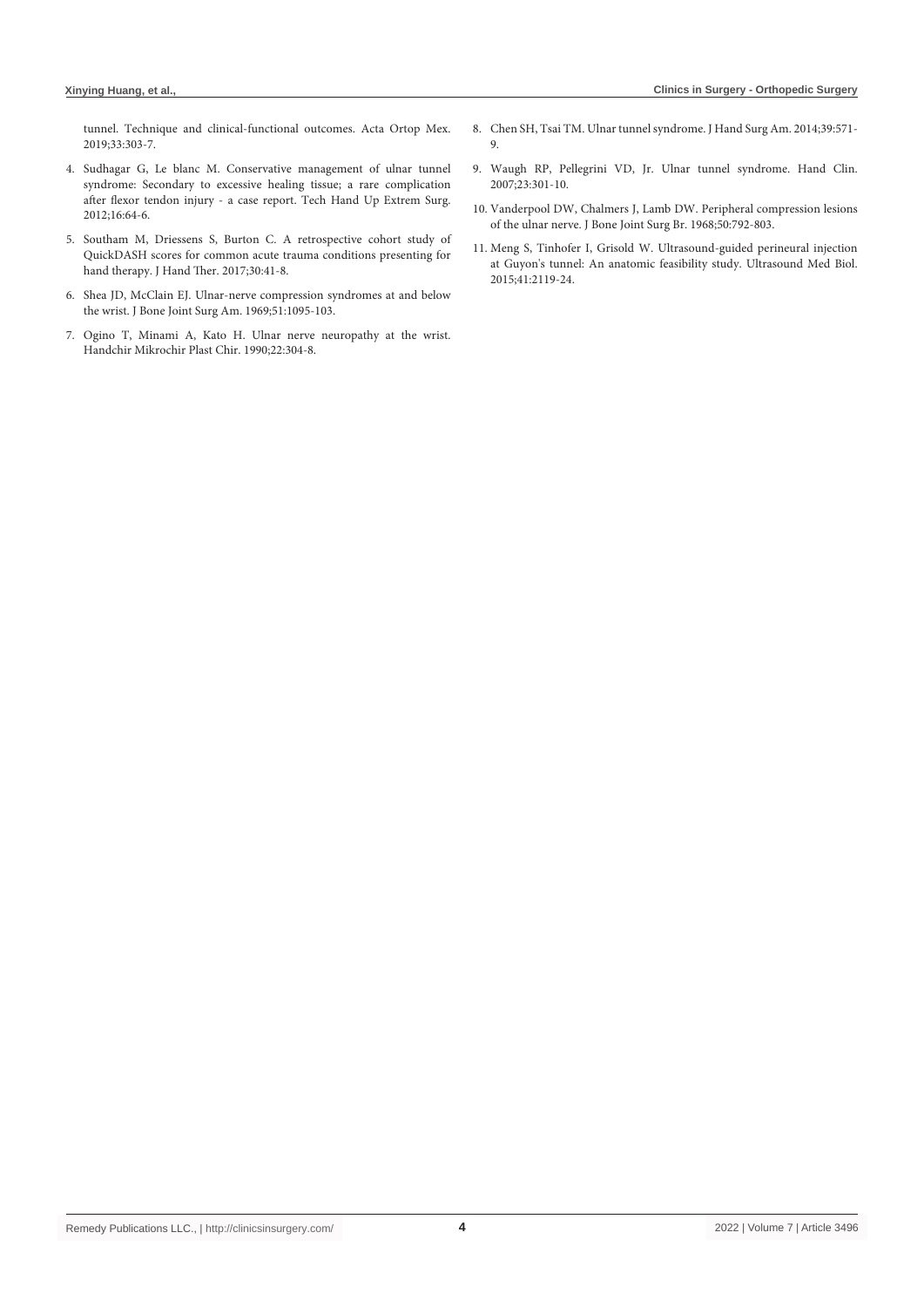tunnel. Technique and clinical-functional outcomes. Acta Ortop Mex. 2019;33:303-7.

4. Sudhagar G, Le blanc M. Conservative management of ulnar tunnel syndrome: Secondary to excessive healing tissue; a rare complication after flexor tendon injury - a case report. Tech Hand Up Extrem Surg. 2012;16:64-6.
5. Southam M, Driessens S, Burton C. A retrospective cohort study of QuickDASH scores for common acute trauma conditions presenting for hand therapy. J Hand Ther. 2017;30:41-8.
6. Shea JD, McClain EJ. Ulnar-nerve compression syndromes at and below the wrist. J Bone Joint Surg Am. 1969;51:1095-103.
7. Ogino T, Minami A, Kato H. Ulnar nerve neuropathy at the wrist. Handchir Mikrochir Plast Chir. 1990;22:304-8.
8. Chen SH, Tsai TM. Ulnar tunnel syndrome. J Hand Surg Am. 2014;39:571-9.
9. Waugh RP, Pellegrini VD, Jr. Ulnar tunnel syndrome. Hand Clin. 2007;23:301-10.
10. Vanderpool DW, Chalmers J, Lamb DW. Peripheral compression lesions of the ulnar nerve. J Bone Joint Surg Br. 1968;50:792-803.
11. Meng S, Tinhofer I, Grisold W. Ultrasound-guided perineural injection at Guyon's tunnel: An anatomic feasibility study. Ultrasound Med Biol. 2015;41:2119-24.